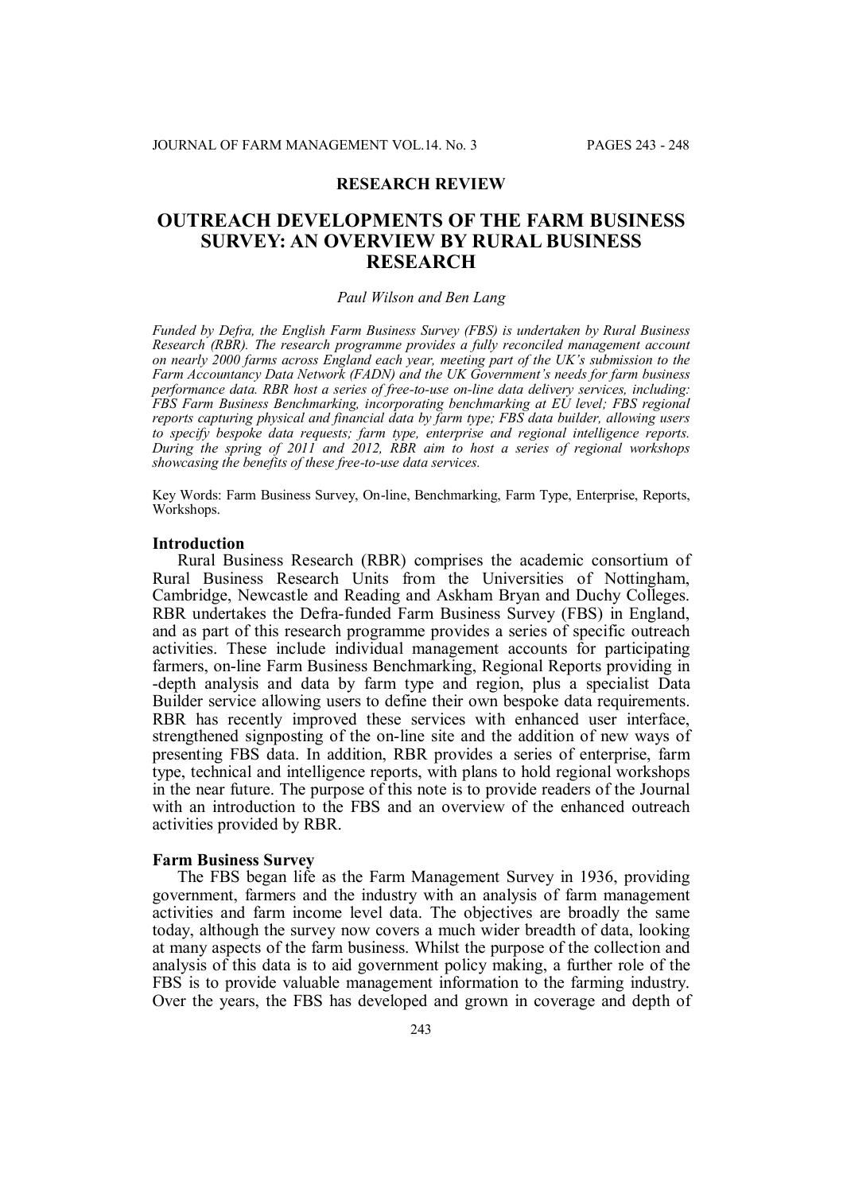## RESEARCH REVIEW

# OUTREACH DEVELOPMENTS OF THE FARM BUSINESS SURVEY: AN OVERVIEW BY RURAL BUSINESS RESEARCH

*Paul Wilson and Ben Lang*

*Funded by Defra, the English Farm Business Survey (FBS) is undertaken by Rural Business Research (RBR). The research programme provides a fully reconciled management account on nearly 2000 farms across England each year, meeting part of the UK's submission to the Farm Accountancy Data Network (FADN) and the UK Government's needs for farm business performance data. RBR host a series of free-to-use on-line data delivery services, including: FBS Farm Business Benchmarking, incorporating benchmarking at EU level; FBS regional reports capturing physical and financial data by farm type; FBS data builder, allowing users to specify bespoke data requests; farm type, enterprise and regional intelligence reports. During the spring of 2011 and 2012, RBR aim to host a series of regional workshops showcasing the benefits of these free-to-use data services.*

Key Words: Farm Business Survey, On-line, Benchmarking, Farm Type, Enterprise, Reports, Workshops.

## Introduction

Rural Business Research (RBR) comprises the academic consortium of Rural Business Research Units from the Universities of Nottingham, Cambridge, Newcastle and Reading and Askham Bryan and Duchy Colleges. RBR undertakes the Defra-funded Farm Business Survey (FBS) in England, and as part of this research programme provides a series of specific outreach activities. These include individual management accounts for participating farmers, on-line Farm Business Benchmarking, Regional Reports providing in -depth analysis and data by farm type and region, plus a specialist Data Builder service allowing users to define their own bespoke data requirements. RBR has recently improved these services with enhanced user interface, strengthened signposting of the on-line site and the addition of new ways of presenting FBS data. In addition, RBR provides a series of enterprise, farm type, technical and intelligence reports, with plans to hold regional workshops in the near future. The purpose of this note is to provide readers of the Journal with an introduction to the FBS and an overview of the enhanced outreach activities provided by RBR.

## Farm Business Survey

The FBS began life as the Farm Management Survey in 1936, providing government, farmers and the industry with an analysis of farm management activities and farm income level data. The objectives are broadly the same today, although the survey now covers a much wider breadth of data, looking at many aspects of the farm business. Whilst the purpose of the collection and analysis of this data is to aid government policy making, a further role of the FBS is to provide valuable management information to the farming industry. Over the years, the FBS has developed and grown in coverage and depth of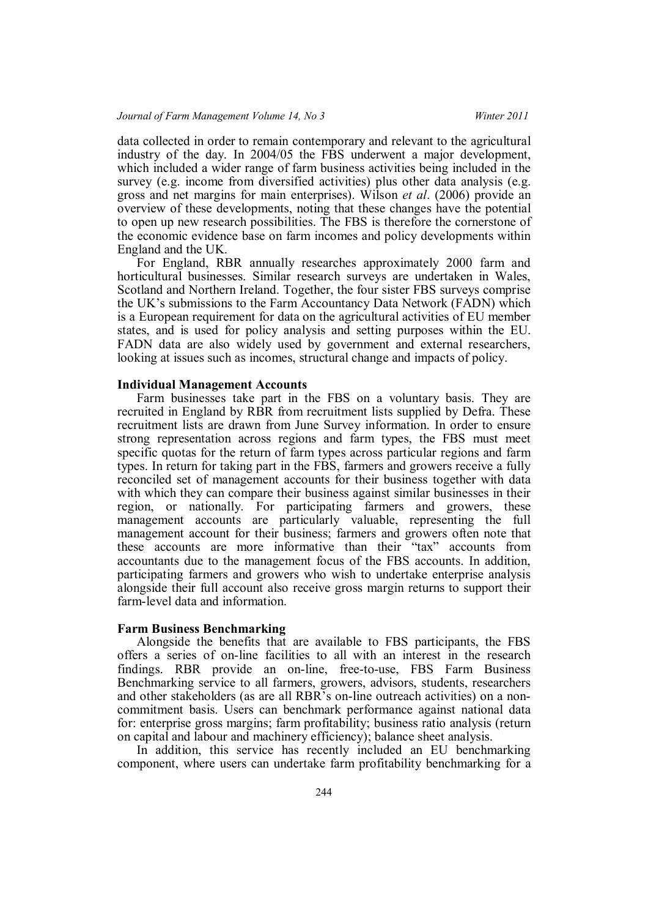data collected in order to remain contemporary and relevant to the agricultural industry of the day. In 2004/05 the FBS underwent a major development, which included a wider range of farm business activities being included in the survey (e.g. income from diversified activities) plus other data analysis (e.g. gross and net margins for main enterprises). Wilson *et al*. (2006) provide an overview of these developments, noting that these changes have the potential to open up new research possibilities. The FBS is therefore the cornerstone of the economic evidence base on farm incomes and policy developments within England and the UK.

For England, RBR annually researches approximately 2000 farm and horticultural businesses. Similar research surveys are undertaken in Wales, Scotland and Northern Ireland. Together, the four sister FBS surveys comprise the UK's submissions to the Farm Accountancy Data Network (FADN) which is a European requirement for data on the agricultural activities of EU member states, and is used for policy analysis and setting purposes within the EU. FADN data are also widely used by government and external researchers, looking at issues such as incomes, structural change and impacts of policy.

**Individual Management Accounts**

Farm businesses take part in the FBS on a voluntary basis. They are recruited in England by RBR from recruitment lists supplied by Defra. These recruitment lists are drawn from June Survey information. In order to ensure strong representation across regions and farm types, the FBS must meet specific quotas for the return of farm types across particular regions and farm types. In return for taking part in the FBS, farmers and growers receive a fully reconciled set of management accounts for their business together with data with which they can compare their business against similar businesses in their region, or nationally. For participating farmers and growers, these management accounts are particularly valuable, representing the full management account for their business; farmers and growers often note that these accounts are more informative than their "tax" accounts from accountants due to the management focus of the FBS accounts. In addition, participating farmers and growers who wish to undertake enterprise analysis alongside their full account also receive gross margin returns to support their farm-level data and information.

**Farm Business Benchmarking**

Alongside the benefits that are available to FBS participants, the FBS offers a series of on-line facilities to all with an interest in the research findings. RBR provide an on-line, free-to-use, FBS Farm Business Benchmarking service to all farmers, growers, advisors, students, researchers and other stakeholders (as are all RBR's on-line outreach activities) on a non-commitment basis. Users can benchmark performance against national data for: enterprise gross margins; farm profitability; business ratio analysis (return on capital and labour and machinery efficiency); balance sheet analysis.

In addition, this service has recently included an EU benchmarking component, where users can undertake farm profitability benchmarking for a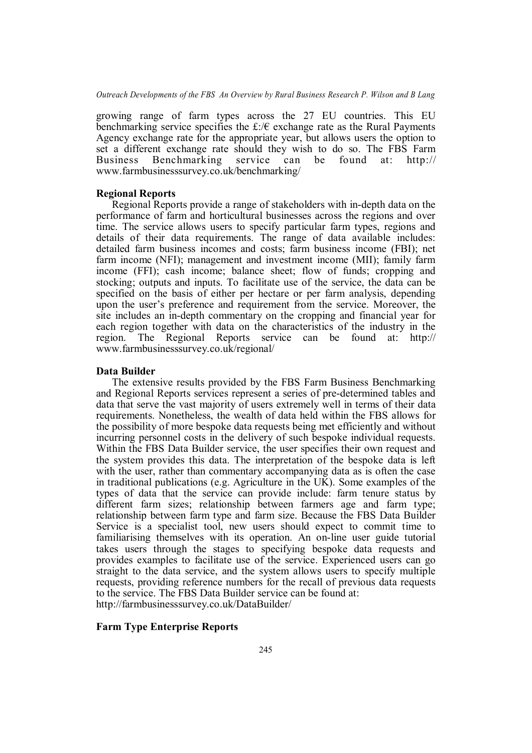growing range of farm types across the 27 EU countries. This EU benchmarking service specifies the £:/€ exchange rate as the Rural Payments Agency exchange rate for the appropriate year, but allows users the option to set a different exchange rate should they wish to do so. The FBS Farm Business Benchmarking service can be found at: http:// www.farmbusinesssurvey.co.uk/benchmarking/

### Regional Reports

Regional Reports provide a range of stakeholders with in-depth data on the performance of farm and horticultural businesses across the regions and over time. The service allows users to specify particular farm types, regions and details of their data requirements. The range of data available includes: detailed farm business incomes and costs; farm business income (FBI); net farm income (NFI); management and investment income (MII); family farm income (FFI); cash income; balance sheet; flow of funds; cropping and stocking; outputs and inputs. To facilitate use of the service, the data can be specified on the basis of either per hectare or per farm analysis, depending upon the user's preference and requirement from the service. Moreover, the site includes an in-depth commentary on the cropping and financial year for each region together with data on the characteristics of the industry in the region. The Regional Reports service can be found at: http:// www.farmbusinesssurvey.co.uk/regional/

### Data Builder

The extensive results provided by the FBS Farm Business Benchmarking and Regional Reports services represent a series of pre-determined tables and data that serve the vast majority of users extremely well in terms of their data requirements. Nonetheless, the wealth of data held within the FBS allows for the possibility of more bespoke data requests being met efficiently and without incurring personnel costs in the delivery of such bespoke individual requests. Within the FBS Data Builder service, the user specifies their own request and the system provides this data. The interpretation of the bespoke data is left with the user, rather than commentary accompanying data as is often the case in traditional publications (e.g. Agriculture in the UK). Some examples of the types of data that the service can provide include: farm tenure status by different farm sizes; relationship between farmers age and farm type; relationship between farm type and farm size. Because the FBS Data Builder Service is a specialist tool, new users should expect to commit time to familiarising themselves with its operation. An on-line user guide tutorial takes users through the stages to specifying bespoke data requests and provides examples to facilitate use of the service. Experienced users can go straight to the data service, and the system allows users to specify multiple requests, providing reference numbers for the recall of previous data requests to the service. The FBS Data Builder service can be found at: http://farmbusinesssurvey.co.uk/DataBuilder/

### Farm Type Enterprise Reports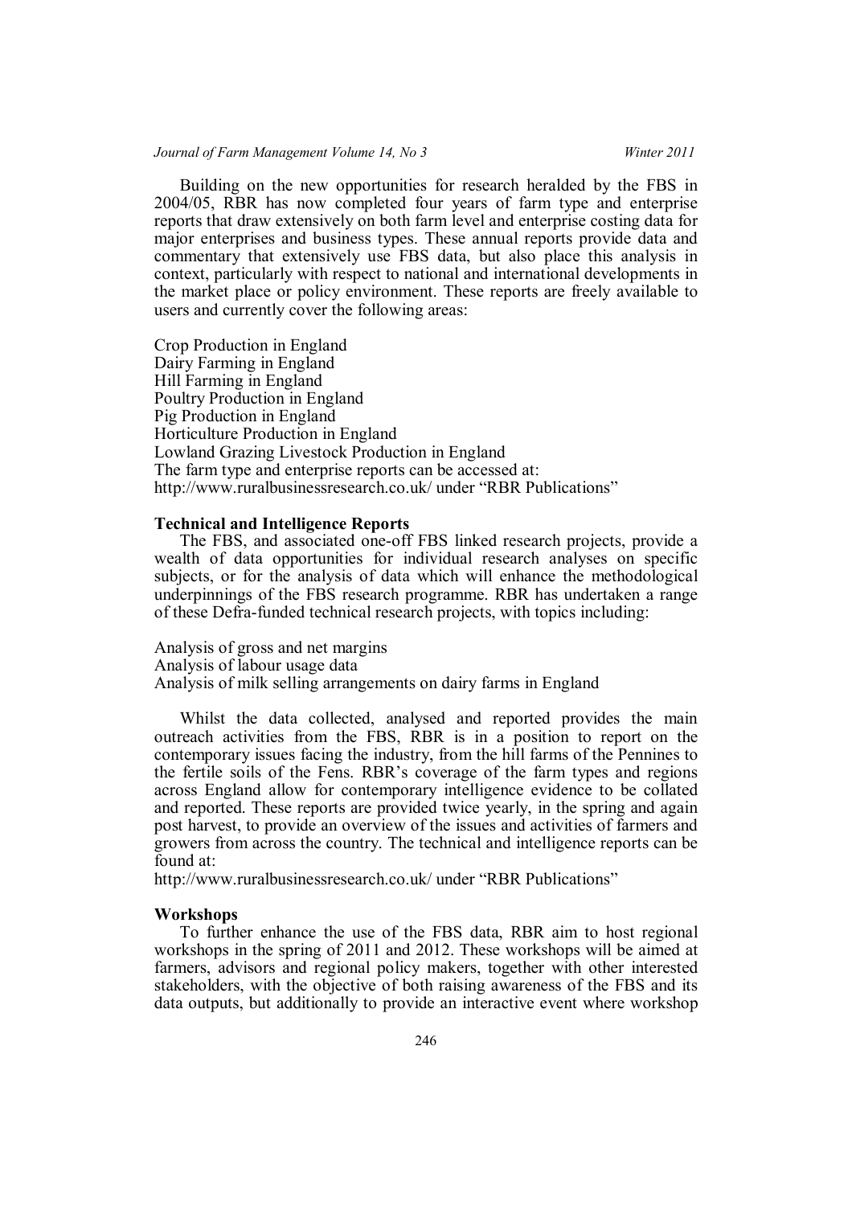Building on the new opportunities for research heralded by the FBS in 2004/05, RBR has now completed four years of farm type and enterprise reports that draw extensively on both farm level and enterprise costing data for major enterprises and business types. These annual reports provide data and commentary that extensively use FBS data, but also place this analysis in context, particularly with respect to national and international developments in the market place or policy environment. These reports are freely available to users and currently cover the following areas:

Crop Production in England
Dairy Farming in England
Hill Farming in England
Poultry Production in England
Pig Production in England
Horticulture Production in England
Lowland Grazing Livestock Production in England
The farm type and enterprise reports can be accessed at:
http://www.ruralbusinessresearch.co.uk/ under "RBR Publications"

### Technical and Intelligence Reports

The FBS, and associated one-off FBS linked research projects, provide a wealth of data opportunities for individual research analyses on specific subjects, or for the analysis of data which will enhance the methodological underpinnings of the FBS research programme. RBR has undertaken a range of these Defra-funded technical research projects, with topics including:

Analysis of gross and net margins
Analysis of labour usage data
Analysis of milk selling arrangements on dairy farms in England

Whilst the data collected, analysed and reported provides the main outreach activities from the FBS, RBR is in a position to report on the contemporary issues facing the industry, from the hill farms of the Pennines to the fertile soils of the Fens. RBR's coverage of the farm types and regions across England allow for contemporary intelligence evidence to be collated and reported. These reports are provided twice yearly, in the spring and again post harvest, to provide an overview of the issues and activities of farmers and growers from across the country. The technical and intelligence reports can be found at:
http://www.ruralbusinessresearch.co.uk/ under "RBR Publications"

### Workshops

To further enhance the use of the FBS data, RBR aim to host regional workshops in the spring of 2011 and 2012. These workshops will be aimed at farmers, advisors and regional policy makers, together with other interested stakeholders, with the objective of both raising awareness of the FBS and its data outputs, but additionally to provide an interactive event where workshop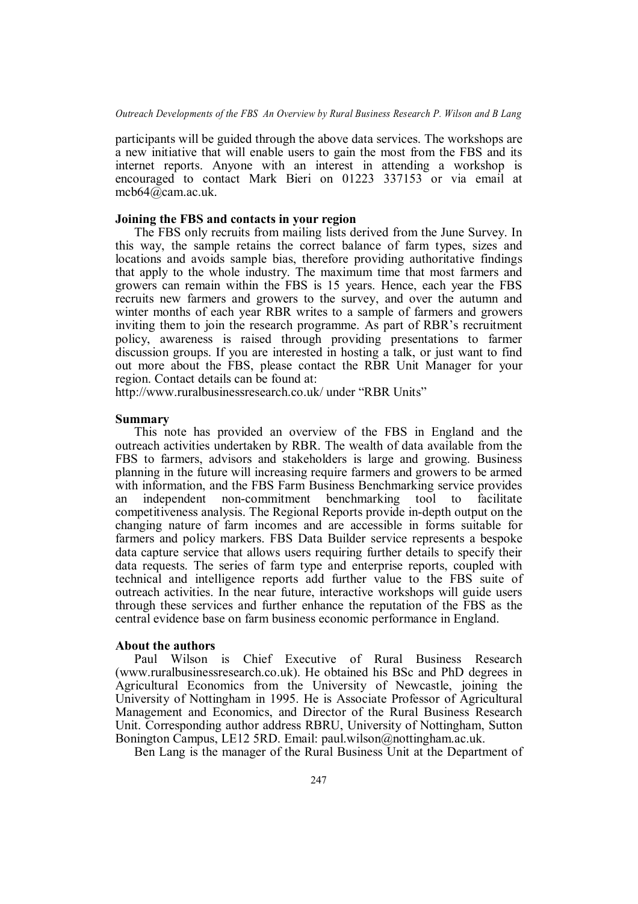participants will be guided through the above data services. The workshops are a new initiative that will enable users to gain the most from the FBS and its internet reports. Anyone with an interest in attending a workshop is encouraged to contact Mark Bieri on 01223 337153 or via email at mcb64@cam.ac.uk.

### Joining the FBS and contacts in your region

The FBS only recruits from mailing lists derived from the June Survey. In this way, the sample retains the correct balance of farm types, sizes and locations and avoids sample bias, therefore providing authoritative findings that apply to the whole industry. The maximum time that most farmers and growers can remain within the FBS is 15 years. Hence, each year the FBS recruits new farmers and growers to the survey, and over the autumn and winter months of each year RBR writes to a sample of farmers and growers inviting them to join the research programme. As part of RBR's recruitment policy, awareness is raised through providing presentations to farmer discussion groups. If you are interested in hosting a talk, or just want to find out more about the FBS, please contact the RBR Unit Manager for your region. Contact details can be found at:
http://www.ruralbusinessresearch.co.uk/ under "RBR Units"

### Summary

This note has provided an overview of the FBS in England and the outreach activities undertaken by RBR. The wealth of data available from the FBS to farmers, advisors and stakeholders is large and growing. Business planning in the future will increasing require farmers and growers to be armed with information, and the FBS Farm Business Benchmarking service provides an independent non-commitment benchmarking tool to facilitate competitiveness analysis. The Regional Reports provide in-depth output on the changing nature of farm incomes and are accessible in forms suitable for farmers and policy markers. FBS Data Builder service represents a bespoke data capture service that allows users requiring further details to specify their data requests. The series of farm type and enterprise reports, coupled with technical and intelligence reports add further value to the FBS suite of outreach activities. In the near future, interactive workshops will guide users through these services and further enhance the reputation of the FBS as the central evidence base on farm business economic performance in England.

### About the authors

Paul Wilson is Chief Executive of Rural Business Research (www.ruralbusinessresearch.co.uk). He obtained his BSc and PhD degrees in Agricultural Economics from the University of Newcastle, joining the University of Nottingham in 1995. He is Associate Professor of Agricultural Management and Economics, and Director of the Rural Business Research Unit. Corresponding author address RBRU, University of Nottingham, Sutton Bonington Campus, LE12 5RD. Email: paul.wilson@nottingham.ac.uk.

Ben Lang is the manager of the Rural Business Unit at the Department of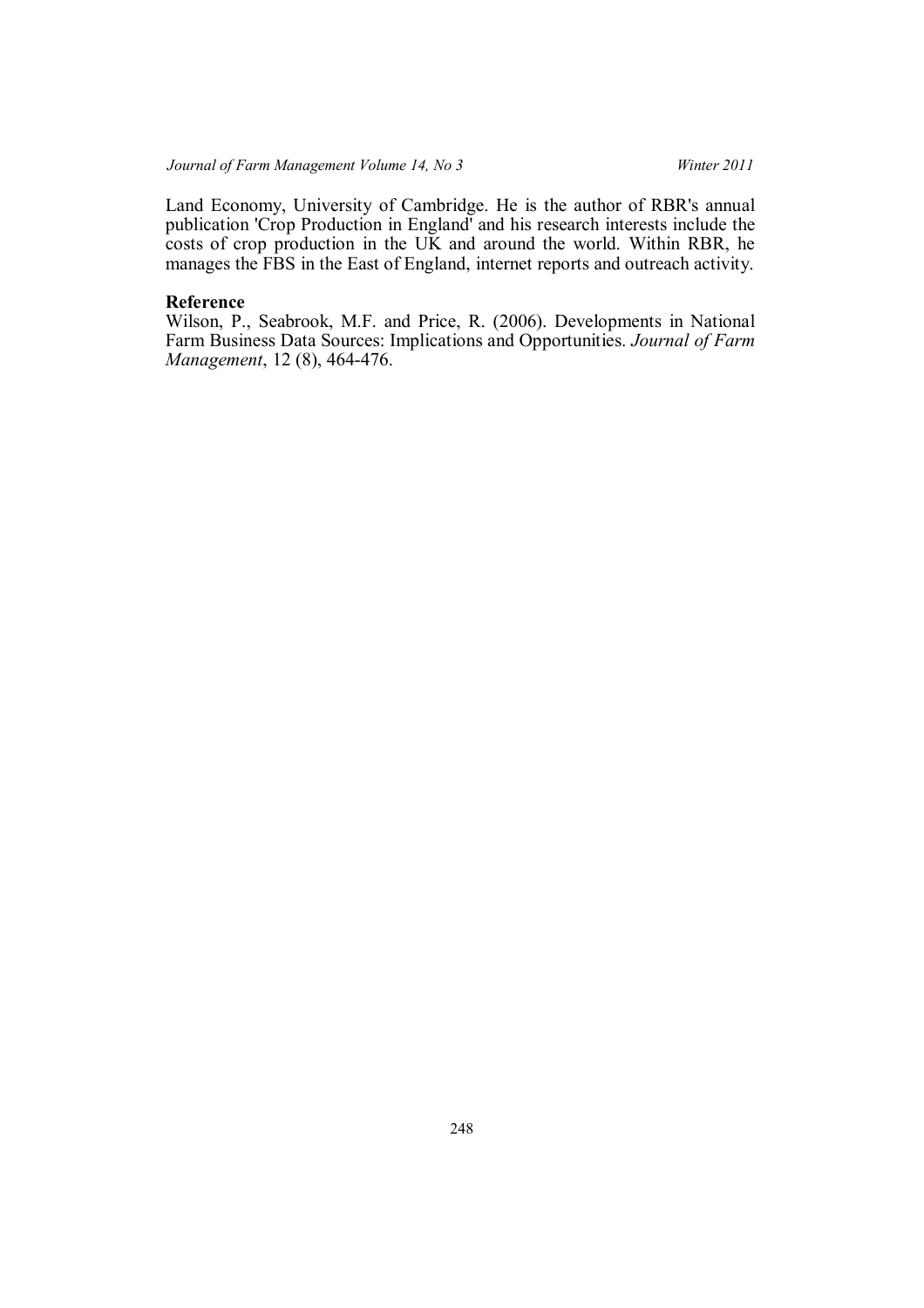Land Economy, University of Cambridge. He is the author of RBR's annual publication 'Crop Production in England' and his research interests include the costs of crop production in the UK and around the world. Within RBR, he manages the FBS in the East of England, internet reports and outreach activity.

**Reference**

Wilson, P., Seabrook, M.F. and Price, R. (2006). Developments in National Farm Business Data Sources: Implications and Opportunities. *Journal of Farm Management*, 12 (8), 464-476.